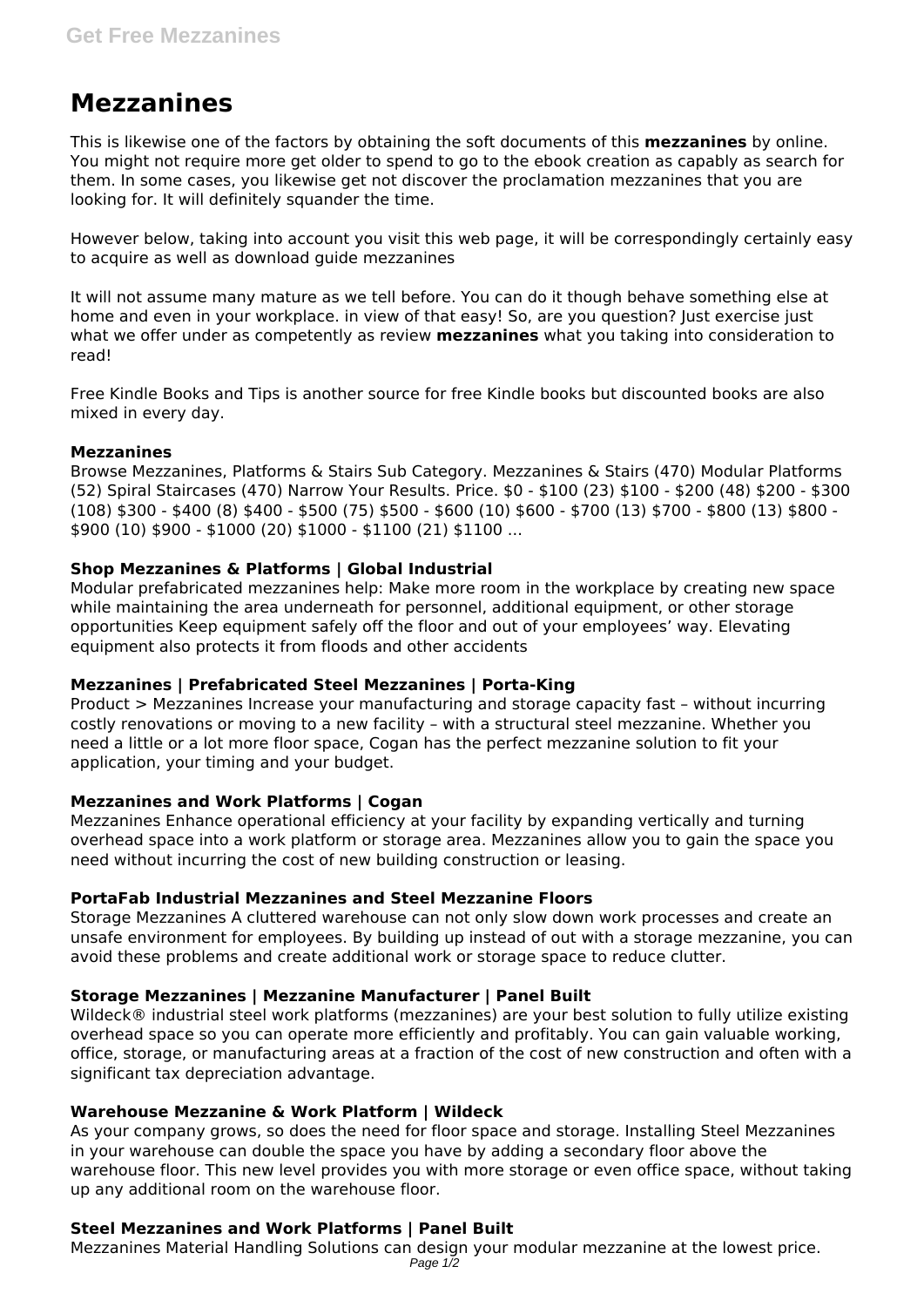# Mezzanines

This is likewise one of the factors by obtaining the soft documents of this **mezzanines** by online. You might not require more get older to spend to go to the ebook creation as capably as search for them. In some cases, you likewise get not discover the proclamation mezzanines that you are looking for. It will definitely squander the time.

However below, taking into account you visit this web page, it will be correspondingly certainly easy to acquire as well as download guide mezzanines

It will not assume many mature as we tell before. You can do it though behave something else at home and even in your workplace. in view of that easy! So, are you question? Just exercise just what we offer under as competently as review **mezzanines** what you taking into consideration to read!

Free Kindle Books and Tips is another source for free Kindle books but discounted books are also mixed in every day.

### Mezzanines

Browse Mezzanines, Platforms & Stairs Sub Category. Mezzanines & Stairs (470) Modular Platforms (52) Spiral Staircases (470) Narrow Your Results. Price. $0 - $100 (23) $100 - $200 (48) $200 - $300 (108) $300 - $400 (8) $400 - $500 (75) $500 - $600 (10) $600 - $700 (13) $700 - $800 (13) $800 - $900 (10) $900 - $1000 (20) $1000 - $1100 (21) $1100 ...

### Shop Mezzanines & Platforms | Global Industrial

Modular prefabricated mezzanines help: Make more room in the workplace by creating new space while maintaining the area underneath for personnel, additional equipment, or other storage opportunities Keep equipment safely off the floor and out of your employees' way. Elevating equipment also protects it from floods and other accidents

### Mezzanines | Prefabricated Steel Mezzanines | Porta-King

Product > Mezzanines Increase your manufacturing and storage capacity fast – without incurring costly renovations or moving to a new facility – with a structural steel mezzanine. Whether you need a little or a lot more floor space, Cogan has the perfect mezzanine solution to fit your application, your timing and your budget.

### Mezzanines and Work Platforms | Cogan

Mezzanines Enhance operational efficiency at your facility by expanding vertically and turning overhead space into a work platform or storage area. Mezzanines allow you to gain the space you need without incurring the cost of new building construction or leasing.

### PortaFab Industrial Mezzanines and Steel Mezzanine Floors

Storage Mezzanines A cluttered warehouse can not only slow down work processes and create an unsafe environment for employees. By building up instead of out with a storage mezzanine, you can avoid these problems and create additional work or storage space to reduce clutter.

### Storage Mezzanines | Mezzanine Manufacturer | Panel Built

Wildeck® industrial steel work platforms (mezzanines) are your best solution to fully utilize existing overhead space so you can operate more efficiently and profitably. You can gain valuable working, office, storage, or manufacturing areas at a fraction of the cost of new construction and often with a significant tax depreciation advantage.

### Warehouse Mezzanine & Work Platform | Wildeck

As your company grows, so does the need for floor space and storage. Installing Steel Mezzanines in your warehouse can double the space you have by adding a secondary floor above the warehouse floor. This new level provides you with more storage or even office space, without taking up any additional room on the warehouse floor.

### Steel Mezzanines and Work Platforms | Panel Built

Mezzanines Material Handling Solutions can design your modular mezzanine at the lowest price.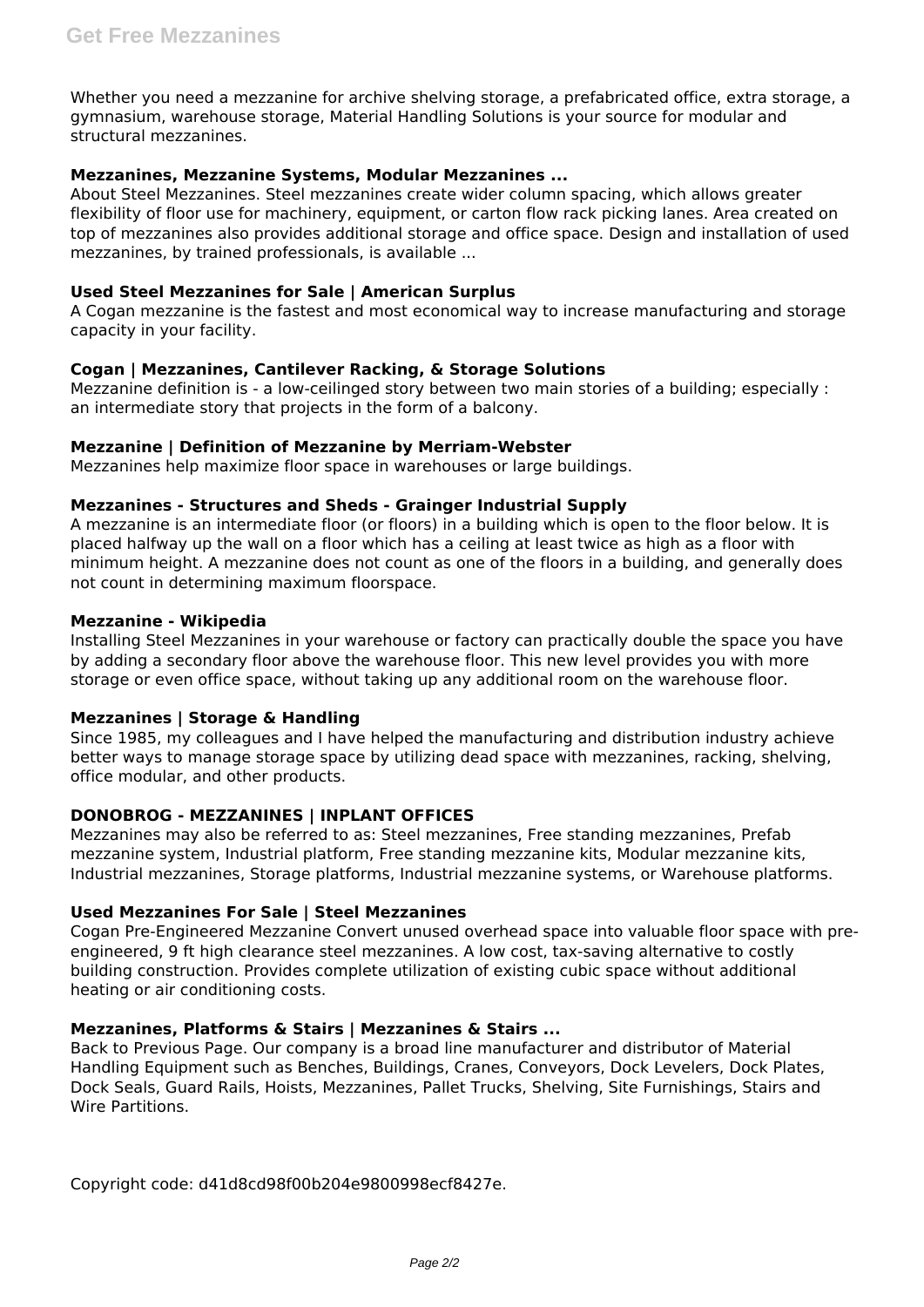Whether you need a mezzanine for archive shelving storage, a prefabricated office, extra storage, a gymnasium, warehouse storage, Material Handling Solutions is your source for modular and structural mezzanines.

**Mezzanines, Mezzanine Systems, Modular Mezzanines ...**

About Steel Mezzanines. Steel mezzanines create wider column spacing, which allows greater flexibility of floor use for machinery, equipment, or carton flow rack picking lanes. Area created on top of mezzanines also provides additional storage and office space. Design and installation of used mezzanines, by trained professionals, is available ...

**Used Steel Mezzanines for Sale | American Surplus**

A Cogan mezzanine is the fastest and most economical way to increase manufacturing and storage capacity in your facility.

**Cogan | Mezzanines, Cantilever Racking, & Storage Solutions**

Mezzanine definition is - a low-ceilinged story between two main stories of a building; especially : an intermediate story that projects in the form of a balcony.

**Mezzanine | Definition of Mezzanine by Merriam-Webster**

Mezzanines help maximize floor space in warehouses or large buildings.

**Mezzanines - Structures and Sheds - Grainger Industrial Supply**

A mezzanine is an intermediate floor (or floors) in a building which is open to the floor below. It is placed halfway up the wall on a floor which has a ceiling at least twice as high as a floor with minimum height. A mezzanine does not count as one of the floors in a building, and generally does not count in determining maximum floorspace.

**Mezzanine - Wikipedia**

Installing Steel Mezzanines in your warehouse or factory can practically double the space you have by adding a secondary floor above the warehouse floor. This new level provides you with more storage or even office space, without taking up any additional room on the warehouse floor.

**Mezzanines | Storage & Handling**

Since 1985, my colleagues and I have helped the manufacturing and distribution industry achieve better ways to manage storage space by utilizing dead space with mezzanines, racking, shelving, office modular, and other products.

**DONOBROG - MEZZANINES | INPLANT OFFICES**

Mezzanines may also be referred to as: Steel mezzanines, Free standing mezzanines, Prefab mezzanine system, Industrial platform, Free standing mezzanine kits, Modular mezzanine kits, Industrial mezzanines, Storage platforms, Industrial mezzanine systems, or Warehouse platforms.

**Used Mezzanines For Sale | Steel Mezzanines**

Cogan Pre-Engineered Mezzanine Convert unused overhead space into valuable floor space with pre-engineered, 9 ft high clearance steel mezzanines. A low cost, tax-saving alternative to costly building construction. Provides complete utilization of existing cubic space without additional heating or air conditioning costs.

**Mezzanines, Platforms & Stairs | Mezzanines & Stairs ...**

Back to Previous Page. Our company is a broad line manufacturer and distributor of Material Handling Equipment such as Benches, Buildings, Cranes, Conveyors, Dock Levelers, Dock Plates, Dock Seals, Guard Rails, Hoists, Mezzanines, Pallet Trucks, Shelving, Site Furnishings, Stairs and Wire Partitions.

Copyright code: d41d8cd98f00b204e9800998ecf8427e.